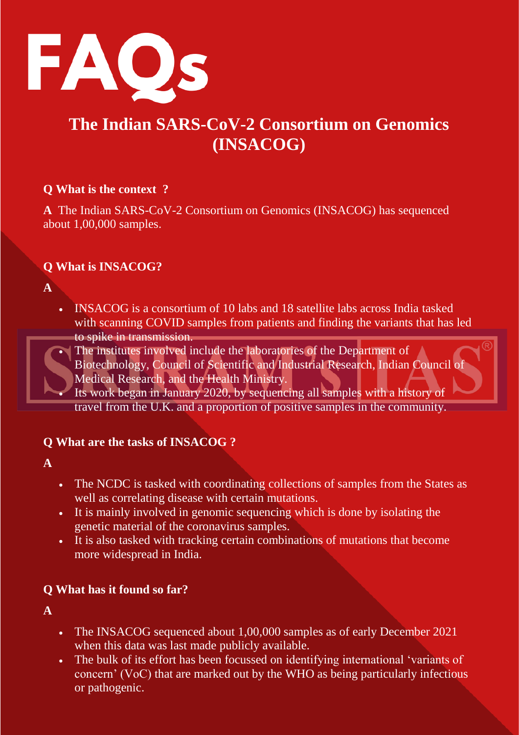# FAQs

## The Indian SARS-CoV-2 Consortium on Genomics (INSACOG)

**Q What is the context ?**

**A** The Indian SARS-CoV-2 Consortium on Genomics (INSACOG) has sequenced about 1,00,000 samples.

**Q What is INSACOG?**

**A**

- INSACOG is a consortium of 10 labs and 18 satellite labs across India tasked with scanning COVID samples from patients and finding the variants that has led to spike in transmission.
- The institutes involved include the laboratories of the Department of Biotechnology, Council of Scientific and Industrial Research, Indian Council of Medical Research, and the Health Ministry.
- Its work began in January 2020, by sequencing all samples with a history of travel from the U.K. and a proportion of positive samples in the community.

**Q What are the tasks of INSACOG ?**

**A**

- The NCDC is tasked with coordinating collections of samples from the States as well as correlating disease with certain mutations.
- It is mainly involved in genomic sequencing which is done by isolating the genetic material of the coronavirus samples.
- It is also tasked with tracking certain combinations of mutations that become more widespread in India.

**Q What has it found so far?**

**A**

- The INSACOG sequenced about 1,00,000 samples as of early December 2021 when this data was last made publicly available.
- The bulk of its effort has been focussed on identifying international 'variants of concern' (VoC) that are marked out by the WHO as being particularly infectious or pathogenic.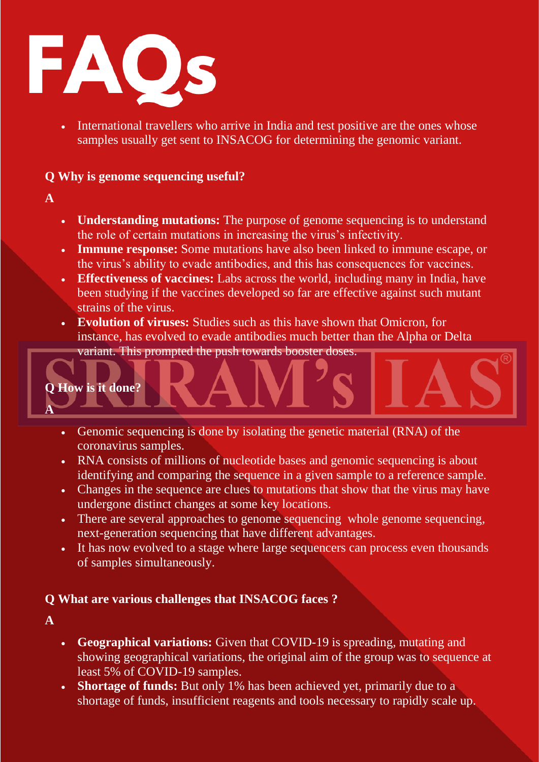# FAQs

- International travellers who arrive in India and test positive are the ones whose samples usually get sent to INSACOG for determining the genomic variant.

**Q Why is genome sequencing useful?**

**A**

- **Understanding mutations:** The purpose of genome sequencing is to understand the role of certain mutations in increasing the virus's infectivity.
- **Immune response:** Some mutations have also been linked to immune escape, or the virus's ability to evade antibodies, and this has consequences for vaccines.
- **Effectiveness of vaccines:** Labs across the world, including many in India, have been studying if the vaccines developed so far are effective against such mutant strains of the virus.
- **Evolution of viruses:** Studies such as this have shown that Omicron, for instance, has evolved to evade antibodies much better than the Alpha or Delta variant. This prompted the push towards booster doses.

**Q How is it done?**

**A**

- Genomic sequencing is done by isolating the genetic material (RNA) of the coronavirus samples.
- RNA consists of millions of nucleotide bases and genomic sequencing is about identifying and comparing the sequence in a given sample to a reference sample.
- Changes in the sequence are clues to mutations that show that the virus may have undergone distinct changes at some key locations.
- There are several approaches to genome sequencing whole genome sequencing, next-generation sequencing that have different advantages.
- It has now evolved to a stage where large sequencers can process even thousands of samples simultaneously.

**Q What are various challenges that INSACOG faces ?**

**A**

- **Geographical variations:** Given that COVID-19 is spreading, mutating and showing geographical variations, the original aim of the group was to sequence at least 5% of COVID-19 samples.
- **Shortage of funds:** But only 1% has been achieved yet, primarily due to a shortage of funds, insufficient reagents and tools necessary to rapidly scale up.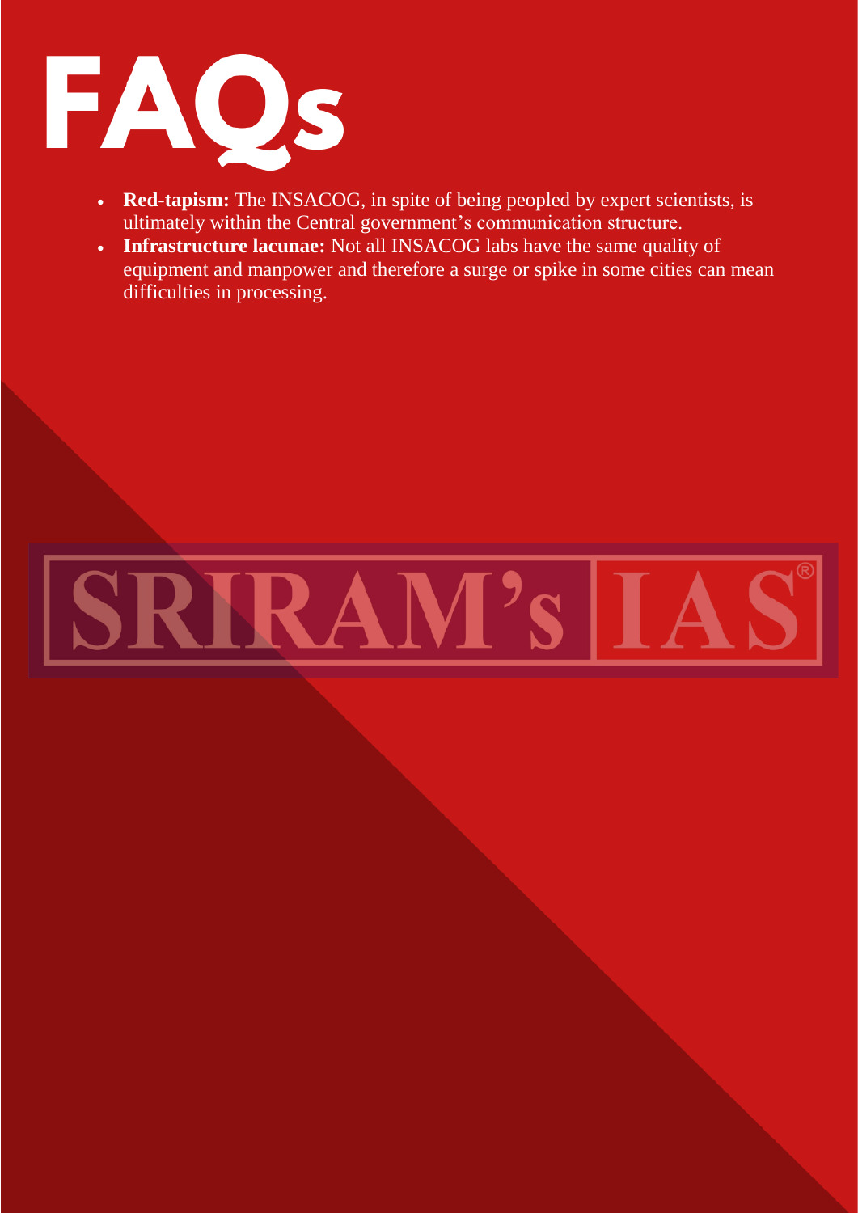# FAQs

- **Red-tapism:** The INSACOG, in spite of being peopled by expert scientists, is ultimately within the Central government's communication structure.
- **Infrastructure lacunae:** Not all INSACOG labs have the same quality of equipment and manpower and therefore a surge or spike in some cities can mean difficulties in processing.